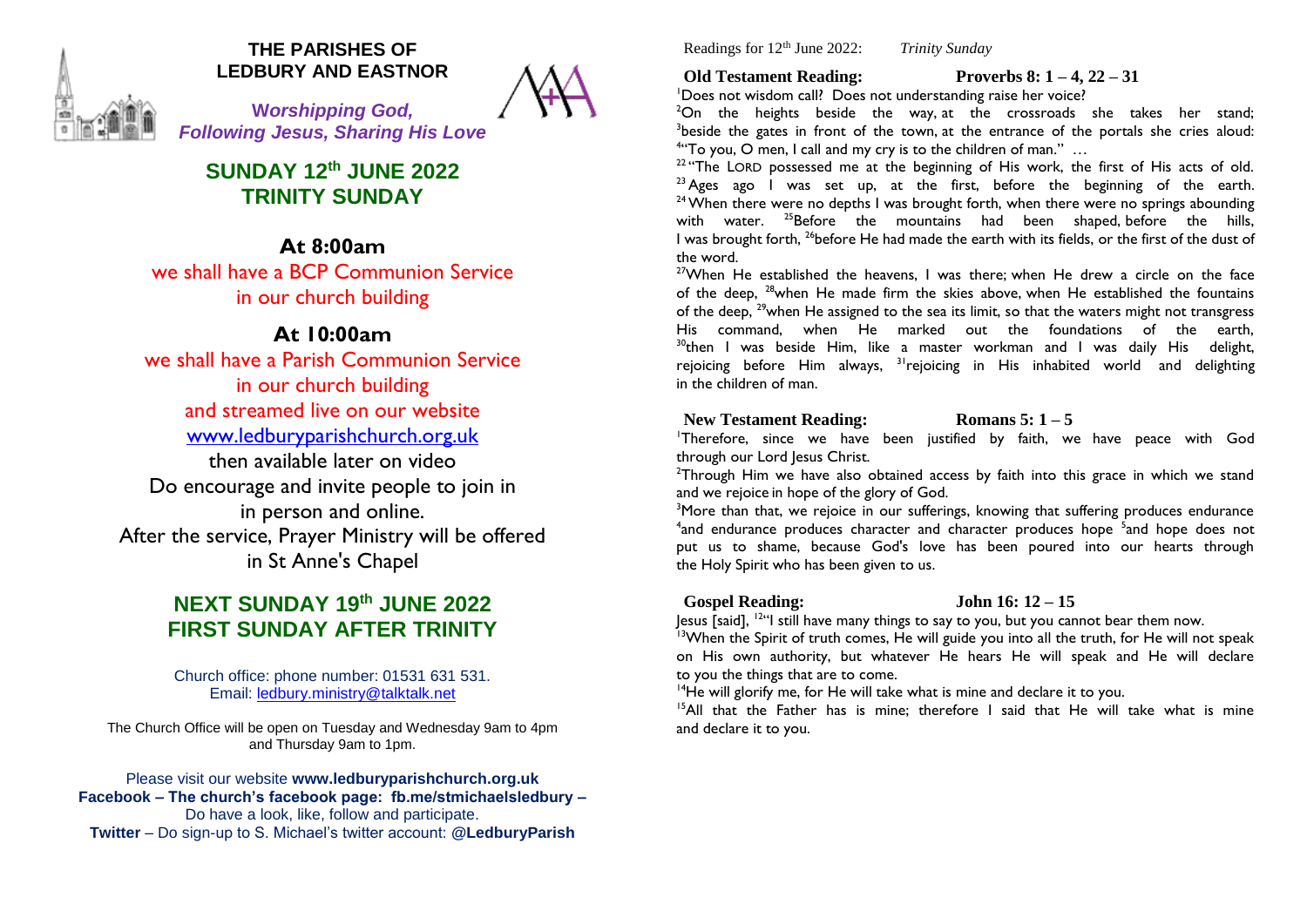# THE PARISHES OF LEDBURY AND EASTNOR

***Worshipping God, Following Jesus, Sharing His Love***

## SUNDAY 12th JUNE 2022
## TRINITY SUNDAY

### At 8:00am

we shall have a BCP Communion Service in our church building

### At 10:00am

we shall have a Parish Communion Service in our church building and streamed live on our website www.ledburyparishchurch.org.uk then available later on video

Do encourage and invite people to join in in person and online.

After the service, Prayer Ministry will be offered in St Anne's Chapel

## NEXT SUNDAY 19th JUNE 2022
## FIRST SUNDAY AFTER TRINITY

Church office: phone number: 01531 631 531.
Email: ledbury.ministry@talktalk.net

The Church Office will be open on Tuesday and Wednesday 9am to 4pm and Thursday 9am to 1pm.

Please visit our website **www.ledburyparishchurch.org.uk**
**Facebook – The church's facebook page: fb.me/stmichaelsledbury –** Do have a look, like, follow and participate.
**Twitter** – Do sign-up to S. Michael's twitter account: **@LedburyParish**

---

Readings for 12th June 2022: *Trinity Sunday*

**Old Testament Reading: Proverbs 8: 1 – 4, 22 – 31**

[1]Does not wisdom call? Does not understanding raise her voice?
[2]On the heights beside the way, at the crossroads she takes her stand; [3]beside the gates in front of the town, at the entrance of the portals she cries aloud: [4]"To you, O men, I call and my cry is to the children of man." …
[22] "The LORD possessed me at the beginning of His work, the first of His acts of old. [23] Ages ago I was set up, at the first, before the beginning of the earth. [24] When there were no depths I was brought forth, when there were no springs abounding with water. [25]Before the mountains had been shaped, before the hills, I was brought forth, [26]before He had made the earth with its fields, or the first of the dust of the word.
[27]When He established the heavens, I was there; when He drew a circle on the face of the deep, [28]when He made firm the skies above, when He established the fountains of the deep, [29]when He assigned to the sea its limit, so that the waters might not transgress His command, when He marked out the foundations of the earth, [30]then I was beside Him, like a master workman and I was daily His delight, rejoicing before Him always, [31]rejoicing in His inhabited world and delighting in the children of man.

**New Testament Reading: Romans 5: 1 – 5**

[1]Therefore, since we have been justified by faith, we have peace with God through our Lord Jesus Christ.
[2]Through Him we have also obtained access by faith into this grace in which we stand and we rejoice in hope of the glory of God.
[3]More than that, we rejoice in our sufferings, knowing that suffering produces endurance [4]and endurance produces character and character produces hope [5]and hope does not put us to shame, because God's love has been poured into our hearts through the Holy Spirit who has been given to us.

**Gospel Reading: John 16: 12 – 15**

Jesus [said], [12]"I still have many things to say to you, but you cannot bear them now.
[13]When the Spirit of truth comes, He will guide you into all the truth, for He will not speak on His own authority, but whatever He hears He will speak and He will declare to you the things that are to come.
[14]He will glorify me, for He will take what is mine and declare it to you.
[15]All that the Father has is mine; therefore I said that He will take what is mine and declare it to you.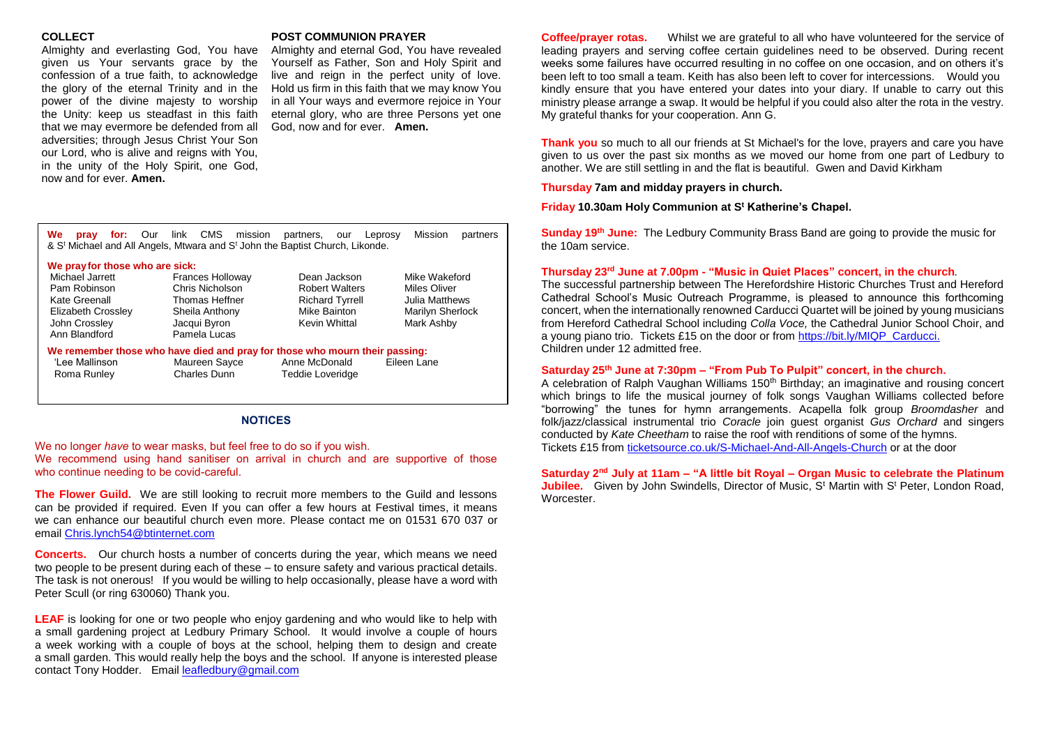### COLLECT

Almighty and everlasting God, You have given us Your servants grace by the confession of a true faith, to acknowledge the glory of the eternal Trinity and in the power of the divine majesty to worship the Unity: keep us steadfast in this faith that we may evermore be defended from all adversities; through Jesus Christ Your Son our Lord, who is alive and reigns with You, in the unity of the Holy Spirit, one God, now and for ever. **Amen.**

### POST COMMUNION PRAYER

Almighty and eternal God, You have revealed Yourself as Father, Son and Holy Spirit and live and reign in the perfect unity of love. Hold us firm in this faith that we may know You in all Your ways and evermore rejoice in Your eternal glory, who are three Persons yet one God, now and for ever. **Amen.**

**We pray for:** Our link CMS mission partners, our Leprosy Mission partners & S[t] Michael and All Angels, Mtwara and S[t] John the Baptist Church, Likonde.

**We pray for those who are sick:**

| | | | |
|---|---|---|---|
| Michael Jarrett | Frances Holloway | Dean Jackson | Mike Wakeford |
| Pam Robinson | Chris Nicholson | Robert Walters | Miles Oliver |
| Kate Greenall | Thomas Heffner | Richard Tyrrell | Julia Matthews |
| Elizabeth Crossley | Sheila Anthony | Mike Bainton | Marilyn Sherlock |
| John Crossley | Jacqui Byron | Kevin Whittal | Mark Ashby |
| Ann Blandford | Pamela Lucas | | |

**We remember those who have died and pray for those who mourn their passing:**

| | | | |
|---|---|---|---|
| 'Lee Mallinson | Maureen Sayce | Anne McDonald | Eileen Lane |
| Roma Runley | Charles Dunn | Teddie Loveridge | |

## NOTICES

We no longer *have* to wear masks, but feel free to do so if you wish.
We recommend using hand sanitiser on arrival in church and are supportive of those who continue needing to be covid-careful.

**The Flower Guild.** We are still looking to recruit more members to the Guild and lessons can be provided if required. Even If you can offer a few hours at Festival times, it means we can enhance our beautiful church even more. Please contact me on 01531 670 037 or email Chris.lynch54@btinternet.com

**Concerts.** Our church hosts a number of concerts during the year, which means we need two people to be present during each of these – to ensure safety and various practical details. The task is not onerous! If you would be willing to help occasionally, please have a word with Peter Scull (or ring 630060) Thank you.

**LEAF** is looking for one or two people who enjoy gardening and who would like to help with a small gardening project at Ledbury Primary School. It would involve a couple of hours a week working with a couple of boys at the school, helping them to design and create a small garden. This would really help the boys and the school. If anyone is interested please contact Tony Hodder. Email leafledbury@gmail.com

**Coffee/prayer rotas.** Whilst we are grateful to all who have volunteered for the service of leading prayers and serving coffee certain guidelines need to be observed. During recent weeks some failures have occurred resulting in no coffee on one occasion, and on others it's been left to too small a team. Keith has also been left to cover for intercessions. Would you kindly ensure that you have entered your dates into your diary. If unable to carry out this ministry please arrange a swap. It would be helpful if you could also alter the rota in the vestry. My grateful thanks for your cooperation. Ann G.

**Thank you** so much to all our friends at St Michael's for the love, prayers and care you have given to us over the past six months as we moved our home from one part of Ledbury to another. We are still settling in and the flat is beautiful. Gwen and David Kirkham

**Thursday 7am and midday prayers in church.**

**Friday 10.30am Holy Communion at S[t] Katherine's Chapel.**

**Sunday 19[th] June:** The Ledbury Community Brass Band are going to provide the music for the 10am service.

**Thursday 23[rd] June at 7.00pm - "Music in Quiet Places" concert, in the church.**
The successful partnership between The Herefordshire Historic Churches Trust and Hereford Cathedral School's Music Outreach Programme, is pleased to announce this forthcoming concert, when the internationally renowned Carducci Quartet will be joined by young musicians from Hereford Cathedral School including *Colla Voce,* the Cathedral Junior School Choir, and a young piano trio. Tickets £15 on the door or from https://bit.ly/MIQP_Carducci.
Children under 12 admitted free.

**Saturday 25[th] June at 7:30pm – "From Pub To Pulpit" concert, in the church.**
A celebration of Ralph Vaughan Williams 150[th] Birthday; an imaginative and rousing concert which brings to life the musical journey of folk songs Vaughan Williams collected before "borrowing" the tunes for hymn arrangements. Acapella folk group *Broomdasher* and folk/jazz/classical instrumental trio *Coracle* join guest organist *Gus Orchard* and singers conducted by *Kate Cheetham* to raise the roof with renditions of some of the hymns.
Tickets £15 from ticketsource.co.uk/S-Michael-And-All-Angels-Church or at the door

**Saturday 2[nd] July at 11am – "A little bit Royal – Organ Music to celebrate the Platinum Jubilee.** Given by John Swindells, Director of Music, S[t] Martin with S[t] Peter, London Road, Worcester.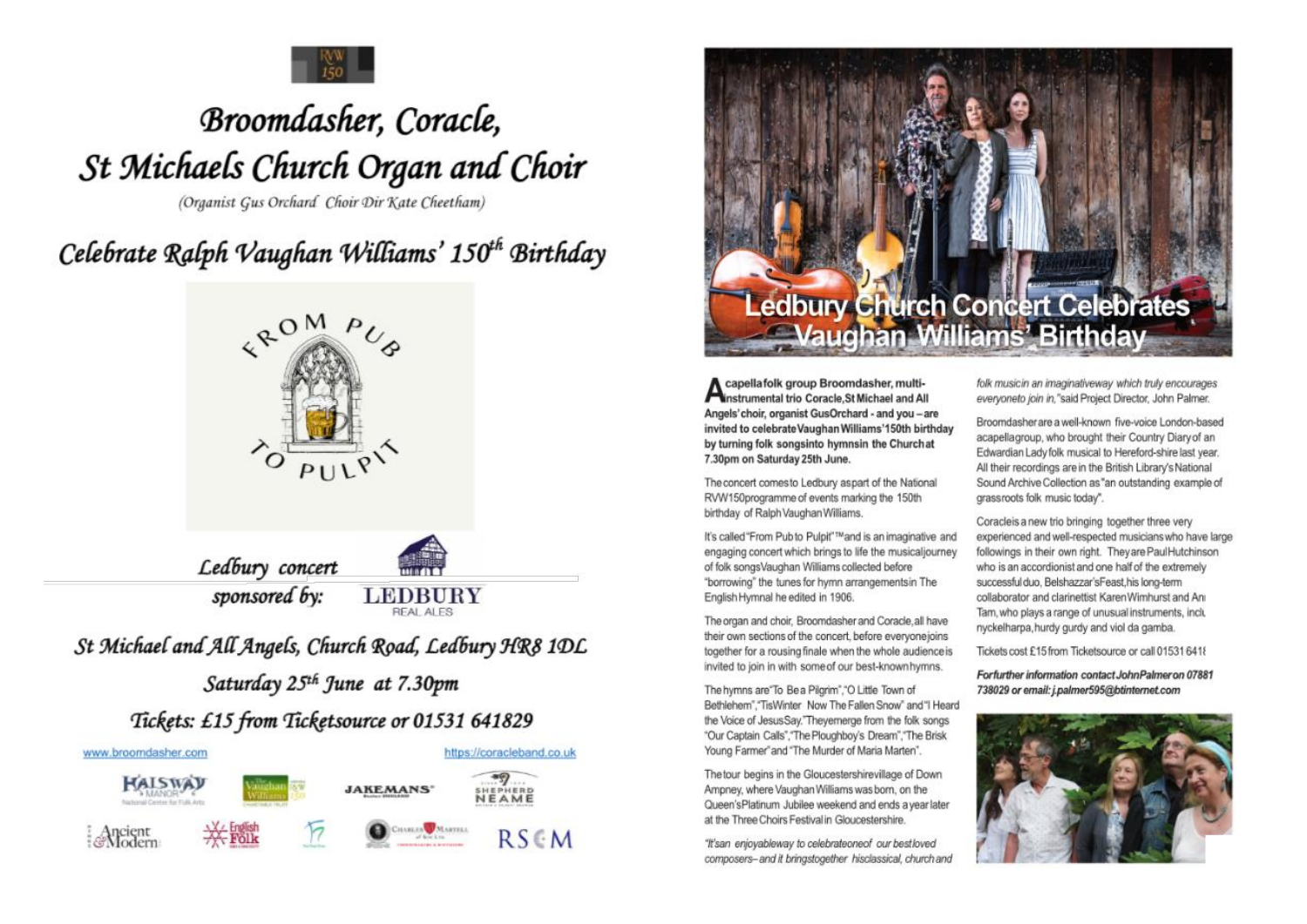RVW 150

# Broomdasher, Coracle, St Michaels Church Organ and Choir

*(Organist Gus Orchard Choir Dir Kate Cheetham)*

## Celebrate Ralph Vaughan Williams' 150th Birthday

FROM PUB TO PULPIT

Ledbury concert sponsored by: LEDBURY REAL ALES

St Michael and All Angels, Church Road, Ledbury HR8 1DL

Saturday 25th June at 7.30pm

Tickets: £15 from Ticketsource or 01531 641829

www.broomdasher.com

https://coracleband.co.uk

# Ledbury Church Concert Celebrates Vaughan Williams' Birthday

**A capella folk group Broomdasher, multi-instrumental trio Coracle, St Michael and All Angels' choir, organist Gus Orchard - and you – are invited to celebrate Vaughan Williams' 150th birthday by turning folk songs into hymns in the Church at 7.30pm on Saturday 25th June.**

The concert comes to Ledbury as part of the National RVW150 programme of events marking the 150th birthday of Ralph Vaughan Williams.

It's called "From Pub to Pulpit"™ and is an imaginative and engaging concert which brings to life the musical journey of folk songs Vaughan Williams collected before "borrowing" the tunes for hymn arrangements in The English Hymnal he edited in 1906.

The organ and choir, Broomdasher and Coracle, all have their own sections of the concert, before everyone joins together for a rousing finale when the whole audience is invited to join in with some of our best-known hymns.

The hymns are "To Be a Pilgrim", "O Little Town of Bethlehem", "Tis Winter Now The Fallen Snow" and "I Heard the Voice of Jesus Say." They emerge from the folk songs "Our Captain Calls", "The Ploughboy's Dream", "The Brisk Young Farmer" and "The Murder of Maria Marten".

The tour begins in the Gloucestershire village of Down Ampney, where Vaughan Williams was born, on the Queen's Platinum Jubilee weekend and ends a year later at the Three Choirs Festival in Gloucestershire.

*"It's an enjoyable way to celebrate one of our best loved composers – and it brings together his classical, church and folk music in an imaginative way which truly encourages everyone to join in," said Project Director, John Palmer.*

Broomdasher are a well-known five-voice London-based acapella group, who brought their Country Diary of an Edwardian Lady folk musical to Hereford-shire last year. All their recordings are in the British Library's National Sound Archive Collection as "an outstanding example of grassroots folk music today".

Coracle is a new trio bringing together three very experienced and well-respected musicians who have large followings in their own right. They are Paul Hutchinson who is an accordionist and one half of the extremely successful duo, Belshazzar's Feast, his long-term collaborator and clarinettist Karen Wimhurst and An Tam, who plays a range of unusual instruments, incl nyckelharpa, hurdy gurdy and viol da gamba.

Tickets cost £15 from Ticketsource or call 01531 641

***For further information contact John Palmer on 07881 738029 or email: j.palmer595@btinternet.com***